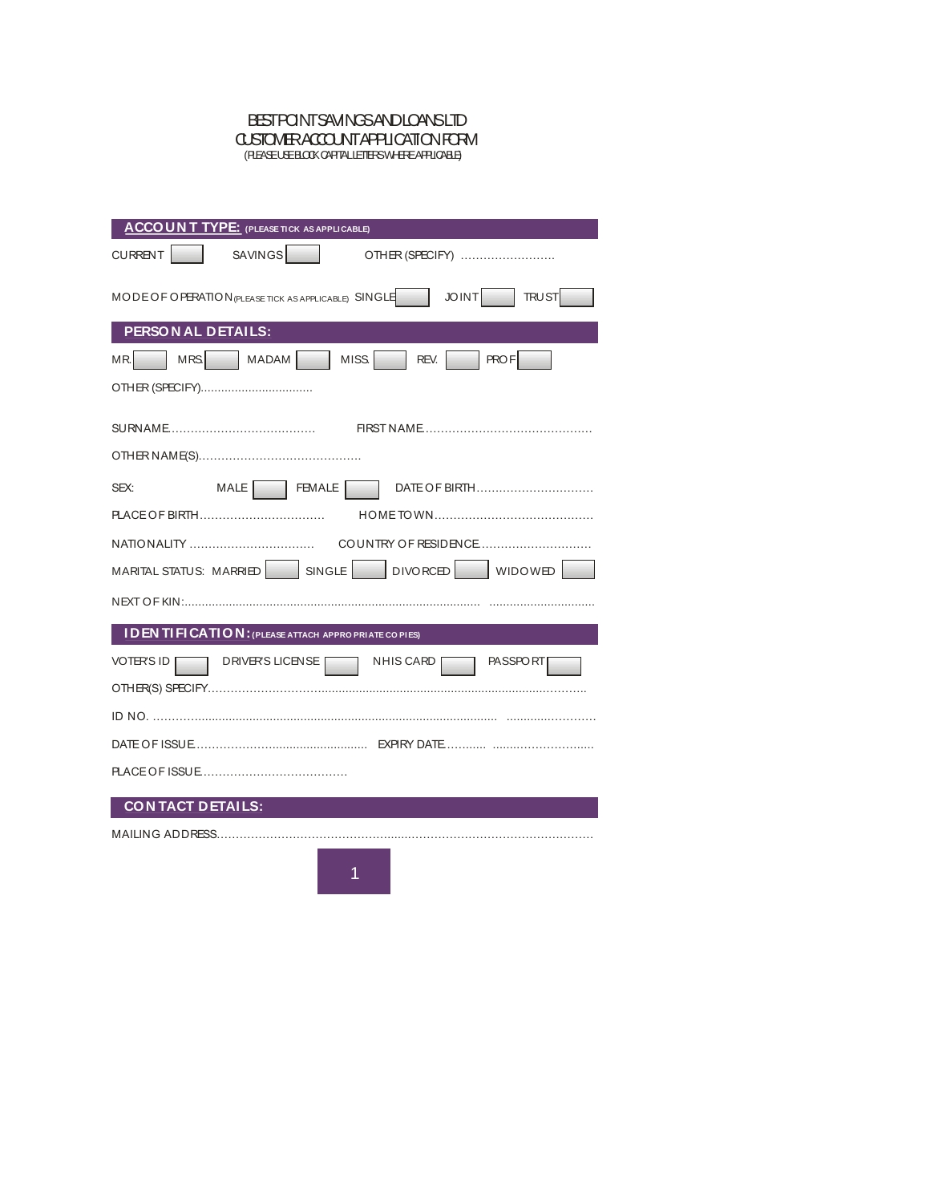# BESTPOINT SAVINGS AND LOANS LTD
## CUSTOMER ACCOUNT APPLICATION FORM
(PLEASE USE BLOCK CAPITAL LETTERS WHERE APPLICABLE)

## ACCOUNT TYPE: (PLEASE TICK AS APPLICABLE)

CURRENT [ ] SAVINGS [ ] OTHER (SPECIFY) ……………………..

MODE OF OPERATION (PLEASE TICK AS APPLICABLE) SINGLE [ ] JOINT [ ] TRUST [ ]

## PERSONAL DETAILS:

MR. [ ] MRS. [ ] MADAM [ ] MISS. [ ] REV. [ ] PROF [ ]

OTHER (SPECIFY)…………………………….

SURNAME………………………………… FIRST NAME………………………………………

OTHER NAME(S)……………………………………..

SEX: MALE [ ] FEMALE [ ] DATE OF BIRTH…………………………..

PLACE OF BIRTH……………………………. HOME TOWN…………………………………….

NATIONALITY ……………………………. COUNTRY OF RESIDENCE………………………….

MARITAL STATUS: MARRIED [ ] SINGLE [ ] DIVORCED [ ] WIDOWED [ ]

NEXT OF KIN:…………………………………………………………………………… ……………………….

## IDENTIFICATION: (PLEASE ATTACH APPROPRIATE COPIES)

VOTER'S ID [ ] DRIVER'S LICENSE [ ] NHIS CARD [ ] PASSPORT [ ]

OTHER(S) SPECIFY………………………………………………………………………………………..

ID NO. …………………………………………………………………………………… ……………………

DATE OF ISSUE…………………………………………. EXPIRY DATE……….. ……………………..

PLACE OF ISSUE…………………………………

## CONTACT DETAILS:

MAILING ADDRESS…………………………………………………………………………………………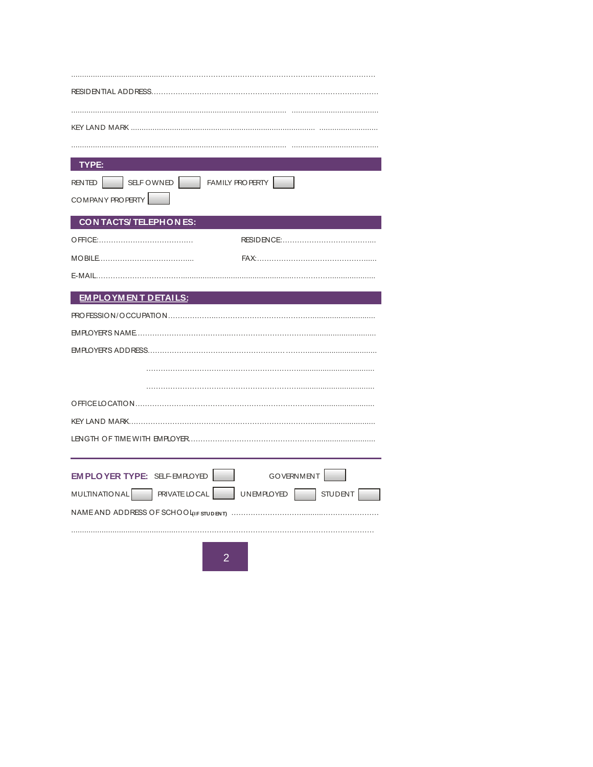....................................................................................................................................

RESIDENTIAL ADDRESS.........................................................................................

.................................................................................................... ........................................

KEY LAND MARK ........................................................................................ ...........................

.................................................................................................... ........................................

## TYPE:

RENTED [ ] SELF OWNED [ ] FAMILY PROPERTY [ ]

COMPANY PROPERTY [ ]

## CONTACTS/ TELEPHONES:

OFFICE:....................................... RESIDENCE:.......................................

MOBILE....................................... FAX:.................................................

E-MAIL.....................................................................................................................

## EMPLOYMENT DETAILS:

PROFESSION/OCCUPATION.......................................................................................

EMPLOYER'S NAME..................................................................................................

EMPLOYER'S ADDRESS...........................................................................................

..........................................................................................................

..........................................................................................................

OFFICE LOCATION....................................................................................................

KEY LAND MARK.......................................................................................................

LENGTH OF TIME WITH EMPLOYER..............................................................................

---

**EMPLOYER TYPE:** SELF-EMPLOYED [ ] GOVERNMENT [ ]

MULTINATIONAL [ ] PRIVATE LOCAL [ ] UNEMPLOYED [ ] STUDENT [ ]

NAME AND ADDRESS OF SCHOOL (IF STUDENT) ..............................................................

....................................................................................................................................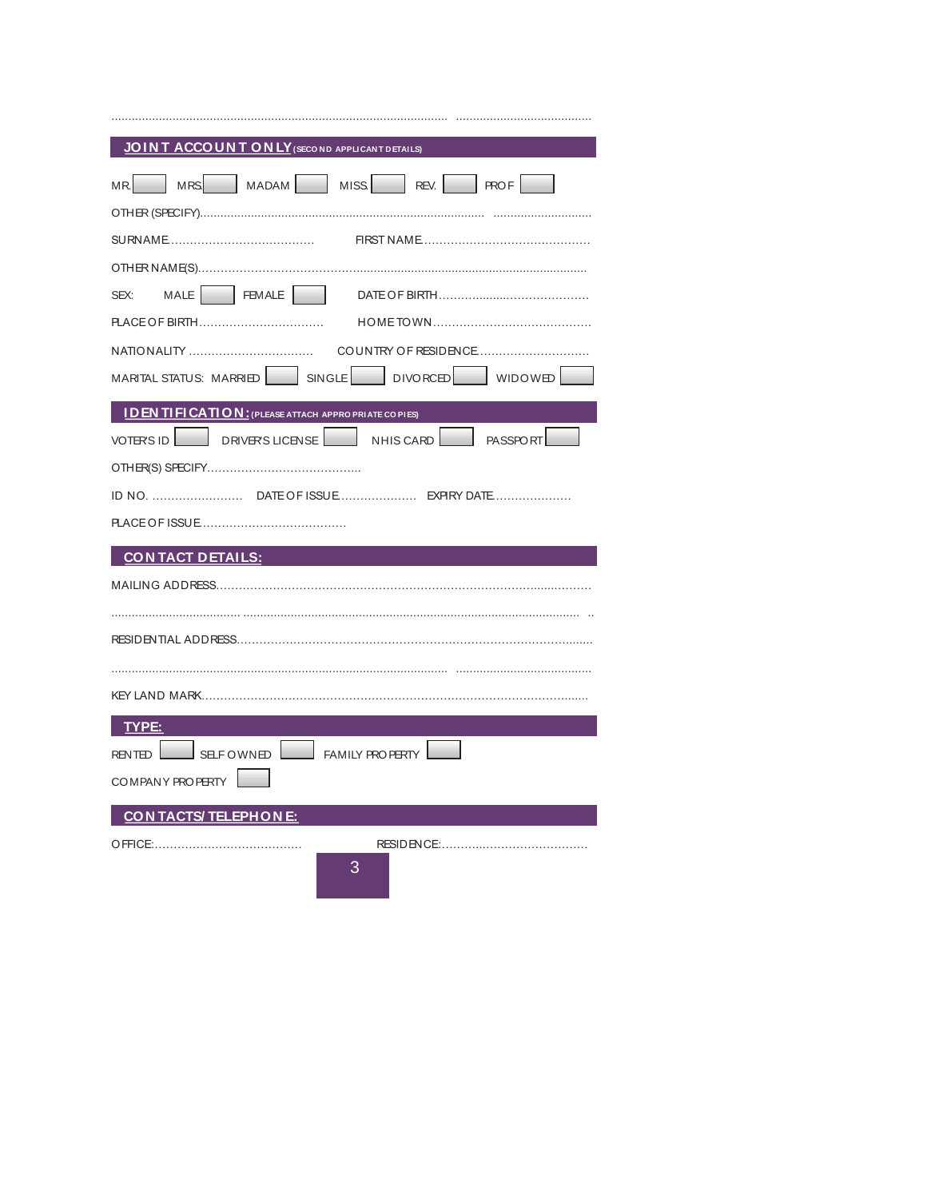........................................................................................................ ........................................

## JOINT ACCOUNT ONLY (SECOND APPLICANT DETAILS)

MR. ☐ MRS. ☐ MADAM ☐ MISS. ☐ REV. ☐ PROF ☐

OTHER (SPECIFY)........................................................................................ ..............................

SURNAME....................................... FIRST NAME.............................................

OTHER NAME(S)...............................................................................................................

SEX: MALE ☐ FEMALE ☐ DATE OF BIRTH.............................................

PLACE OF BIRTH................................. HOMETOWN..........................................

NATIONALITY ................................. COUNTRY OF RESIDENCE..............................

MARITAL STATUS: MARRIED ☐ SINGLE ☐ DIVORCED ☐ WIDOWED ☐

## IDENTIFICATION: (PLEASE ATTACH APPROPRIATE COPIES)

VOTER'S ID ☐ DRIVER'S LICENSE ☐ NHIS CARD ☐ PASSPORT ☐

OTHER(S) SPECIFY.........................................

ID NO. ........................ DATE OF ISSUE.................... EXPIRY DATE....................

PLACE OF ISSUE......................................

## CONTACT DETAILS:

MAILING ADDRESS.....................................................................................................

...................................... ................................................................................................... ..

RESIDENTIAL ADDRESS.............................................................................................

........................................................................................................ ........................................

KEY LAND MARK......................................................................................................

## TYPE:

RENTED ☐ SELF OWNED ☐ FAMILY PROPERTY ☐

COMPANY PROPERTY ☐

## CONTACTS/ TELEPHONE:

OFFICE:....................................... RESIDENCE:.......................................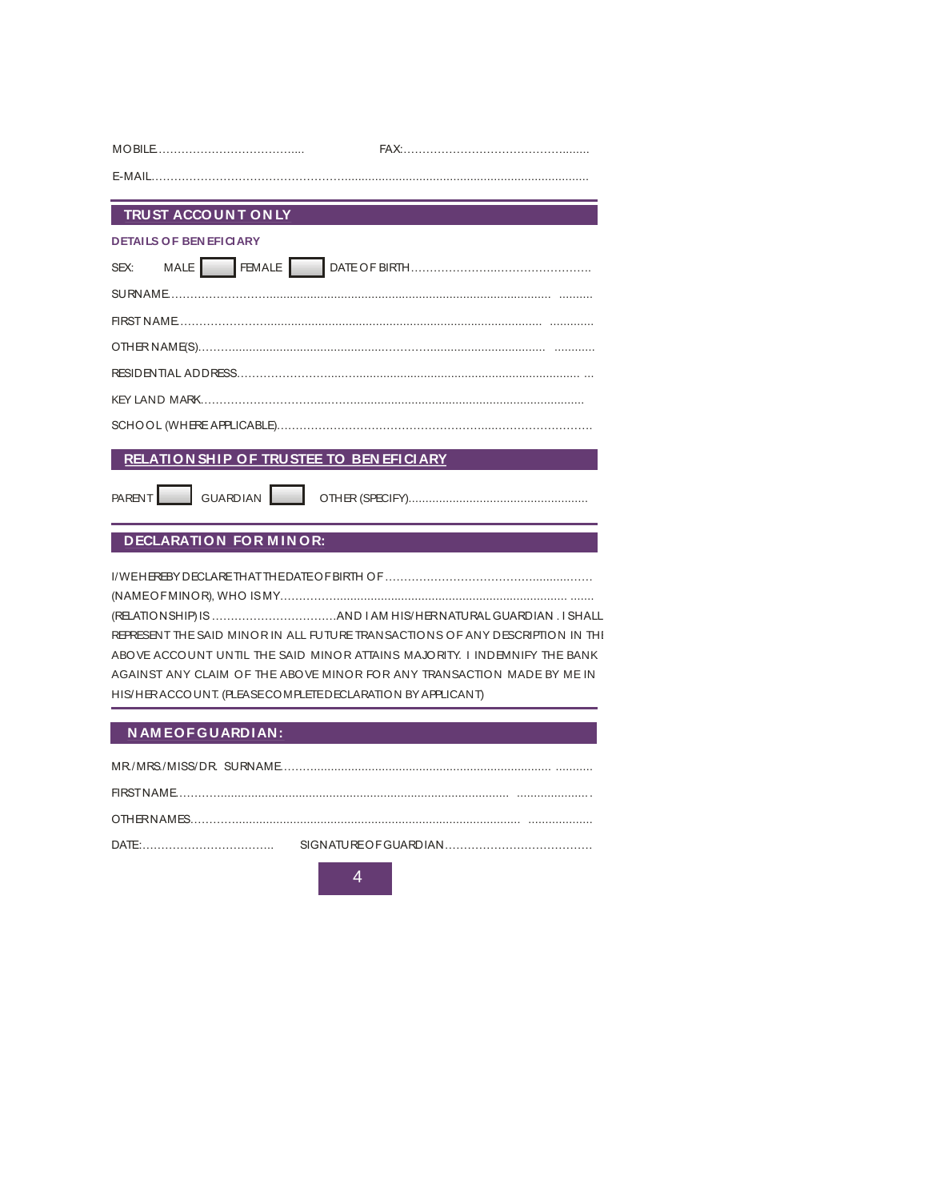MOBILE.......................................... FAX:.....................................................

E-MAIL..........................................................................................................................

## TRUST ACCOUNT ONLY

**DETAILS OF BENEFICIARY**

SEX: MALE ☐ FEMALE ☐ DATE OF BIRTH..................................................

SURNAME.............................................................................................................

FIRST NAME..........................................................................................................

OTHER NAME(S).....................................................................................................

RESIDENTIAL ADDRESS..........................................................................................

KEY LAND MARK....................................................................................................

SCHOOL (WHERE APPLICABLE)..............................................................................

## RELATIONSHIP OF TRUSTEE TO BENEFICIARY

PARENT ☐ GUARDIAN ☐ OTHER (SPECIFY).....................................................

## DECLARATION FOR MINOR:

I/WE HEREBY DECLARE THAT THE DATE OF BIRTH OF ........................................................ (NAME OF MINOR), WHO IS MY.............................................................................................. (RELATIONSHIP) IS ................................AND I AM HIS/HER NATURAL GUARDIAN . I SHALL REPRESENT THE SAID MINOR IN ALL FUTURE TRANSACTIONS OF ANY DESCRIPTION IN THE ABOVE ACCOUNT UNTIL THE SAID MINOR ATTAINS MAJORITY. I INDEMNIFY THE BANK AGAINST ANY CLAIM OF THE ABOVE MINOR FOR ANY TRANSACTION MADE BY ME IN HIS/HER ACCOUNT. (PLEASE COMPLETE DECLARATION BY APPLICANT)

## NAME OF GUARDIAN:

MR./MRS./MISS/DR. SURNAME...................................................................................

FIRST NAME.............................................................................................................

OTHER NAMES..........................................................................................................

DATE:.................................... SIGNATURE OF GUARDIAN.......................................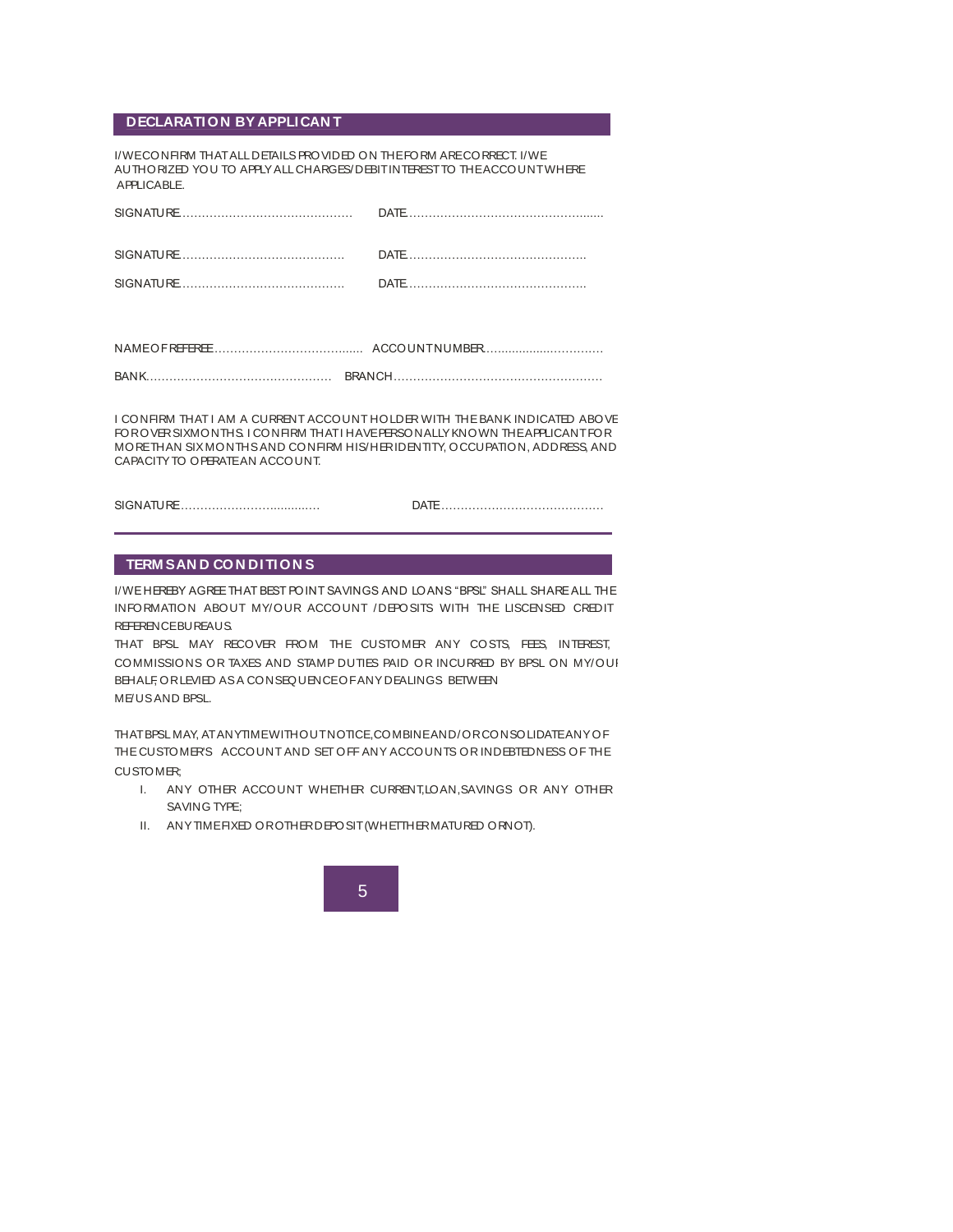## DECLARATION BY APPLICANT

I/WE CONFIRM THAT ALL DETAILS PROVIDED ON THE FORM ARE CORRECT. I/WE AUTHORIZED YOU TO APPLY ALL CHARGES/DEBIT INTEREST TO THE ACCOUNT WHERE APPLICABLE.

SIGNATURE……………………………………… DATE………………………………………......

SIGNATURE…………………………………… DATE……………………………………….

SIGNATURE…………………………………… DATE……………………………………….

NAME OF REFEREE……………………………..... ACCOUNT NUMBER…..............…………

BANK………………………………………… BRANCH………………………………………………

I CONFIRM THAT I AM A CURRENT ACCOUNT HOLDER WITH THE BANK INDICATED ABOVE FOR OVER SIX MONTHS. I CONFIRM THAT I HAVE PERSONALLY KNOWN THE APPLICANT FOR MORE THAN SIX MONTHS AND CONFIRM HIS/HER IDENTITY, OCCUPATION, ADDRESS, AND CAPACITY TO OPERATE AN ACCOUNT.

SIGNATURE…………………….......…. DATE……………………………………

## TERMS AND CONDITIONS

I/WE HEREBY AGREE THAT BEST POINT SAVINGS AND LOANS "BPSL" SHALL SHARE ALL THE INFORMATION ABOUT MY/OUR ACCOUNT /DEPOSITS WITH THE LISCENSED CREDIT REFERENCE BUREAUS.

THAT BPSL MAY RECOVER FROM THE CUSTOMER ANY COSTS, FEES, INTEREST, COMMISSIONS OR TAXES AND STAMP DUTIES PAID OR INCURRED BY BPSL ON MY/OUR BEHALF, OR LEVIED AS A CONSEQUENCE OF ANY DEALINGS BETWEEN ME/US AND BPSL.

THAT BPSL MAY, AT ANY TIME WITHOUT NOTICE, COMBINE AND/OR CONSOLIDATE ANY OF THE CUSTOMER'S ACCOUNT AND SET OFF ANY ACCOUNTS OR INDEBTEDNESS OF THE CUSTOMER;

I. ANY OTHER ACCOUNT WHETHER CURRENT, LOAN, SAVINGS OR ANY OTHER SAVING TYPE;
II. ANY TIME FIXED OR OTHER DEPOSIT (WHETTHER MATURED OR NOT).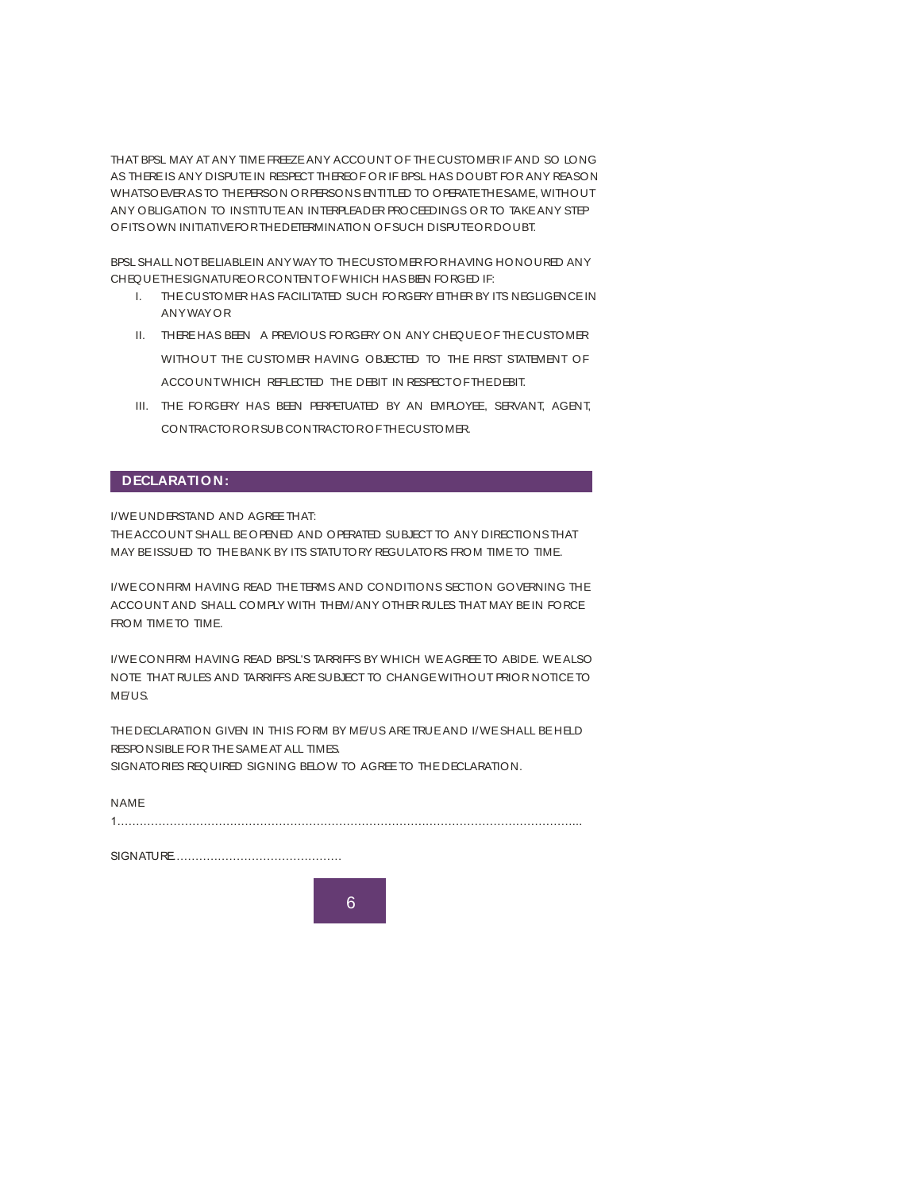THAT BPSL MAY AT ANY TIME FREEZE ANY ACCOUNT OF THE CUSTOMER IF AND SO LONG AS THERE IS ANY DISPUTE IN RESPECT THEREOF OR IF BPSL HAS DOUBT FOR ANY REASON WHATSOEVER AS TO THE PERSON OR PERSONS ENTITLED TO OPERATE THE SAME, WITHOUT ANY OBLIGATION TO INSTITUTE AN INTERPLEADER PROCEEDINGS OR TO TAKE ANY STEP OF ITS OWN INITIATIVE FOR THE DETERMINATION OF SUCH DISPUTE OR DOUBT.

BPSL SHALL NOT BE LIABLE IN ANY WAY TO THE CUSTOMER FOR HAVING HONOURED ANY CHEQUE THE SIGNATURE OR CONTENT OF WHICH HAS BEEN FORGED IF:

I. THE CUSTOMER HAS FACILITATED SUCH FORGERY EITHER BY ITS NEGLIGENCE IN ANY WAY OR
II. THERE HAS BEEN A PREVIOUS FORGERY ON ANY CHEQUE OF THE CUSTOMER WITHOUT THE CUSTOMER HAVING OBJECTED TO THE FIRST STATEMENT OF ACCOUNT WHICH REFLECTED THE DEBIT IN RESPECT OF THE DEBIT.
III. THE FORGERY HAS BEEN PERPETUATED BY AN EMPLOYEE, SERVANT, AGENT, CONTRACTOR OR SUB CONTRACTOR OF THE CUSTOMER.

## DECLARATION:

I/WE UNDERSTAND AND AGREE THAT:
THE ACCOUNT SHALL BE OPENED AND OPERATED SUBJECT TO ANY DIRECTIONS THAT MAY BE ISSUED TO THE BANK BY ITS STATUTORY REGULATORS FROM TIME TO TIME.

I/WE CONFIRM HAVING READ THE TERMS AND CONDITIONS SECTION GOVERNING THE ACCOUNT AND SHALL COMPLY WITH THEM/ANY OTHER RULES THAT MAY BE IN FORCE FROM TIME TO TIME.

I/WE CONFIRM HAVING READ BPSL'S TARRIFFS BY WHICH WE AGREE TO ABIDE. WE ALSO NOTE THAT RULES AND TARRIFFS ARE SUBJECT TO CHANGE WITHOUT PRIOR NOTICE TO ME/US.

THE DECLARATION GIVEN IN THIS FORM BY ME/US ARE TRUE AND I/WE SHALL BE HELD RESPONSIBLE FOR THE SAME AT ALL TIMES.
SIGNATORIES REQUIRED SIGNING BELOW TO AGREE TO THE DECLARATION.

NAME

1.............................................................................................................................

SIGNATURE............................................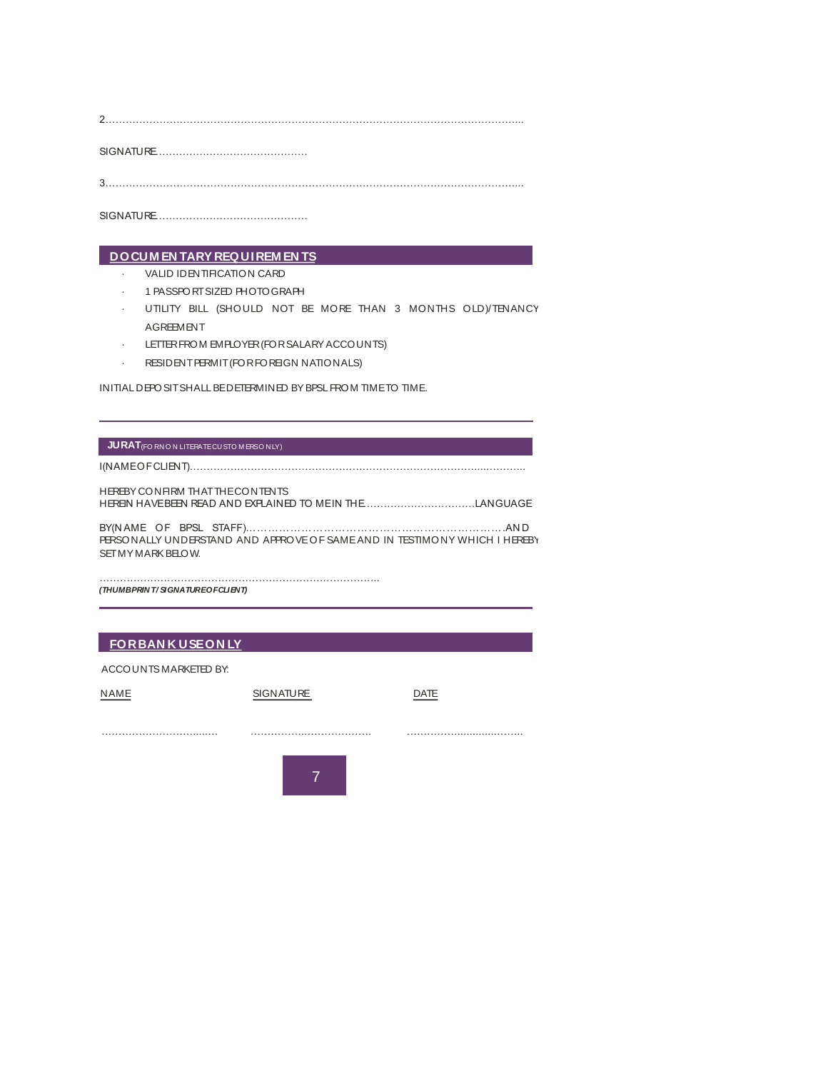2…………………………………………………………………………………………………………….....

SIGNATURE……………………………………..

3…………………………………………………………………………………………………………….....

SIGNATURE……………………………………..

## DOCUMENTARY REQUIREMENTS

- VALID IDENTIFICATION CARD
- 1 PASSPORT SIZED PHOTOGRAPH
- UTILITY BILL (SHOULD NOT BE MORE THAN 3 MONTHS OLD)/TENANCY AGREEMENT
- LETTER FROM EMPLOYER (FOR SALARY ACCOUNTS)
- RESIDENT PERMIT (FOR FOREIGN NATIONALS)

INITIAL DEPOSIT SHALL BE DETERMINED BY BPSL FROM TIME TO TIME.

---

## JURAT (FOR NON LITERATE CUSTOMERS ONLY)

I(NAME OF CLIENT)……………………………………………………………………………………..………..

HEREBY CONFIRM THAT THE CONTENTS
HEREIN HAVE BEEN READ AND EXPLAINED TO ME IN THE…………………………….LANGUAGE

BY(NAME OF BPSL STAFF)…………………………………………………………………AND PERSONALLY UNDERSTAND AND APPROVE OF SAME AND IN TESTIMONY WHICH I HEREBY SET MY MARK BELOW.

………………………………………………………………………..
***(THUMBPRINT/ SIGNATURE OF CLIENT)***

---

## FOR BANK USE ONLY

ACCOUNTS MARKETED BY:

| NAME | SIGNATURE | DATE |
|---|---|---|
| …………………………...…. | ………………..……………. | ………………..........…….. |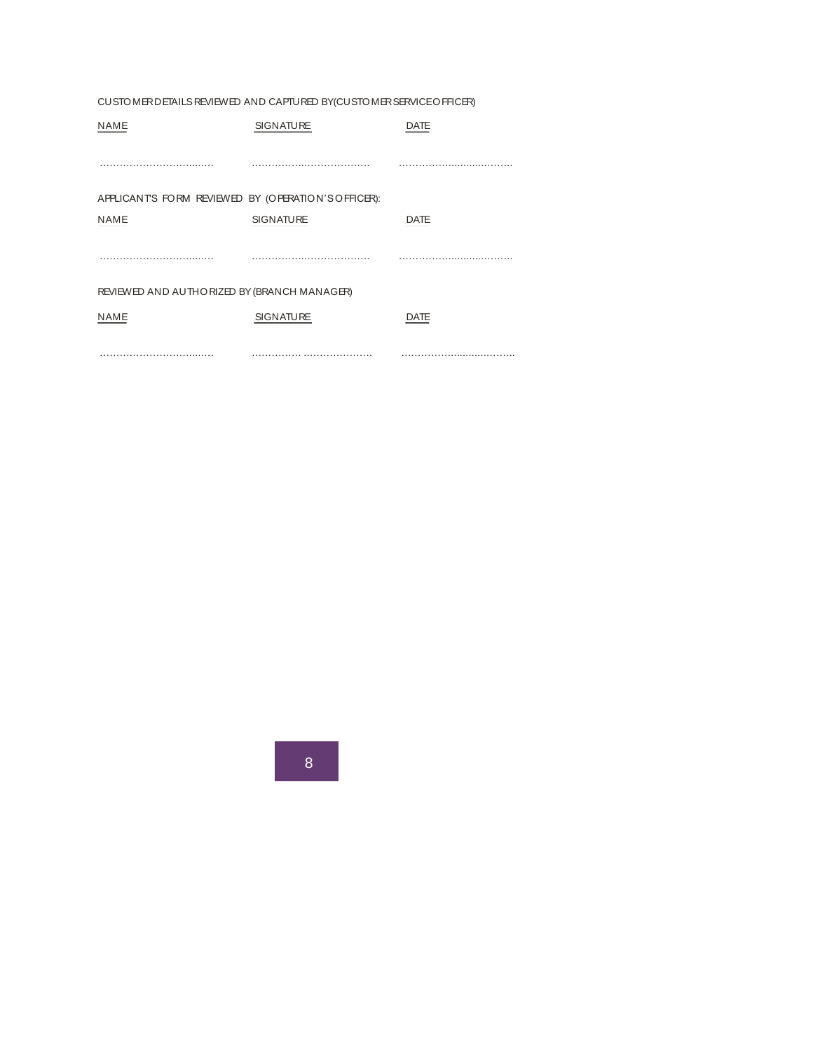CUSTOMER DETAILS REVIEWED AND CAPTURED BY(CUSTOMER SERVICE OFFICER)

| NAME | SIGNATURE | DATE |
| --- | --- | --- |
| ……………………………. | ……………………………… | ……………………………… |

APPLICANT'S FORM REVIEWED BY (OPERATION'S OFFICER):

| NAME | SIGNATURE | DATE |
| --- | --- | --- |
| ……………………………. | ……………………………… | ……………………………… |

REVIEWED AND AUTHORIZED BY (BRANCH MANAGER)

| NAME | SIGNATURE | DATE |
| --- | --- | --- |
| ……………………………. | …………… ………………… | ……………………………… |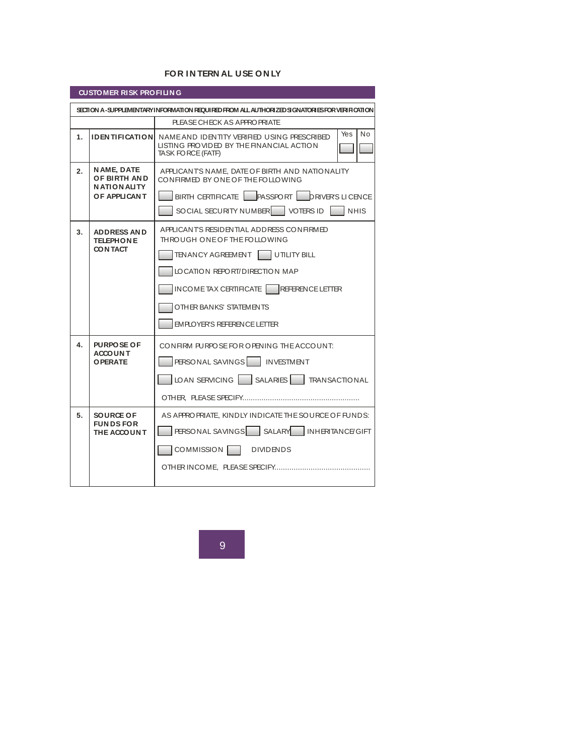**FOR INTERNAL USE ONLY**

## CUSTOMER RISK PROFILING

| SECTION A - SUPPLEMENTARY INFORMATION REQUIRED FROM ALL AUTHORIZED SIGNATORIES FOR VERIFICATION | | |
|---|---|---|
| | | PLEASE CHECK AS APPROPRIATE |
| 1. | **IDENTIFICATION** | NAME AND IDENTITY VERIFIED USING PRESCRIBED LISTING PROVIDED BY THE FINANCIAL ACTION TASK FORCE (FATF) — Yes ☐ No ☐ |
| 2. | **NAME, DATE OF BIRTH AND NATIONALITY OF APPLICANT** | APPLICANT'S NAME, DATE OF BIRTH AND NATIONALITY CONFIRMED BY ONE OF THE FOLLOWING<br>☐ BIRTH CERTIFICATE ☐ PASSPORT ☐ DRIVER'S LICENCE<br>☐ SOCIAL SECURITY NUMBER ☐ VOTERS ID ☐ NHIS |
| 3. | **ADDRESS AND TELEPHONE CONTACT** | APPLICANT'S RESIDENTIAL ADDRESS CONFIRMED THROUGH ONE OF THE FOLLOWING<br>☐ TENANCY AGREEMENT ☐ UTILITY BILL<br>☐ LOCATION REPORT/DIRECTION MAP<br>☐ INCOME TAX CERTIFICATE ☐ REFERENCE LETTER<br>☐ OTHER BANKS' STATEMENTS<br>☐ EMPLOYER'S REFERENCE LETTER |
| 4. | **PURPOSE OF ACCOUNT OPERATE** | CONFIRM PURPOSE FOR OPENING THE ACCOUNT:<br>☐ PERSONAL SAVINGS ☐ INVESTMENT<br>☐ LOAN SERVICING ☐ SALARIES ☐ TRANSACTIONAL<br>OTHER, PLEASE SPECIFY....................................................... |
| 5. | **SOURCE OF FUNDS FOR THE ACCOUNT** | AS APPROPRIATE, KINDLY INDICATE THE SOURCE OF FUNDS:<br>☐ PERSONAL SAVINGS ☐ SALARY ☐ INHERITANCE/GIFT<br>☐ COMMISSION ☐ DIVIDENDS<br>OTHER INCOME, PLEASE SPECIFY............................................. |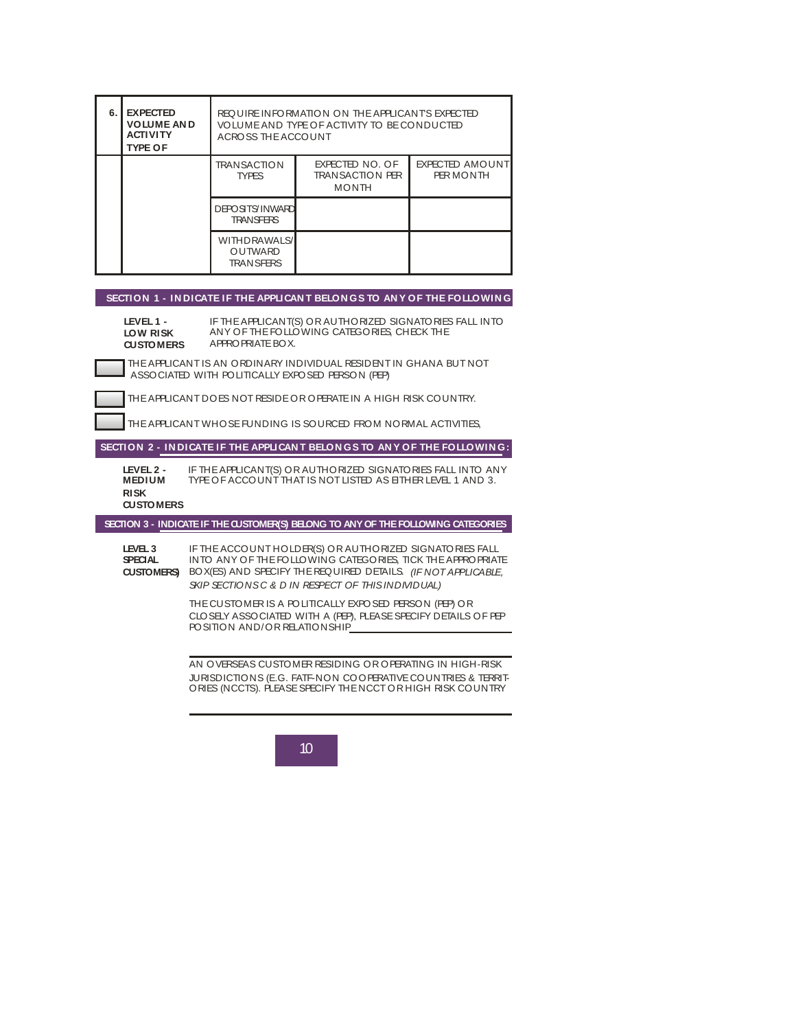| 6. | EXPECTED VOLUME AND ACTIVITY TYPE OF | REQUIRE INFORMATION ON THE APPLICANT'S EXPECTED VOLUME AND TYPE OF ACTIVITY TO BE CONDUCTED ACROSS THE ACCOUNT | | |
|---|---|---|---|---|
| | | TRANSACTION TYPES | EXPECTED NO. OF TRANSACTION PER MONTH | EXPECTED AMOUNT PER MONTH |
| | | DEPOSITS/INWARD TRANSFERS | | |
| | | WITHDRAWALS/ OUTWARD TRANSFERS | | |

## SECTION 1 - INDICATE IF THE APPLICANT BELONGS TO ANY OF THE FOLLOWING

**LEVEL 1 - LOW RISK CUSTOMERS** IF THE APPLICANT(S) OR AUTHORIZED SIGNATORIES FALL INTO ANY OF THE FOLLOWING CATEGORIES, CHECK THE APPROPRIATE BOX.

☐ THE APPLICANT IS AN ORDINARY INDIVIDUAL RESIDENT IN GHANA BUT NOT ASSOCIATED WITH POLITICALLY EXPOSED PERSON (PEP)

☐ THE APPLICANT DOES NOT RESIDE OR OPERATE IN A HIGH RISK COUNTRY.

☐ THE APPLICANT WHOSE FUNDING IS SOURCED FROM NORMAL ACTIVITIES,

## SECTION 2 - INDICATE IF THE APPLICANT BELONGS TO ANY OF THE FOLLOWING:

**LEVEL 2 - MEDIUM RISK CUSTOMERS** IF THE APPLICANT(S) OR AUTHORIZED SIGNATORIES FALL INTO ANY TYPE OF ACCOUNT THAT IS NOT LISTED AS EITHER LEVEL 1 AND 3.

## SECTION 3 - INDICATE IF THE CUSTOMER(S) BELONG TO ANY OF THE FOLLOWING CATEGORIES

**LEVEL 3 SPECIAL CUSTOMERS)** IF THE ACCOUNT HOLDER(S) OR AUTHORIZED SIGNATORIES FALL INTO ANY OF THE FOLLOWING CATEGORIES, TICK THE APPROPRIATE BOX(ES) AND SPECIFY THE REQUIRED DETAILS. *(IF NOT APPLICABLE, SKIP SECTIONS C & D IN RESPECT OF THIS INDIVIDUAL)*

THE CUSTOMER IS A POLITICALLY EXPOSED PERSON (PEP) OR CLOSELY ASSOCIATED WITH A (PEP), PLEASE SPECIFY DETAILS OF PEP POSITION AND/OR RELATIONSHIP ________________________

________________________

AN OVERSEAS CUSTOMER RESIDING OR OPERATING IN HIGH-RISK JURISDICTIONS (E.G. FATF-NON COOPERATIVE COUNTRIES & TERRITORIES (NCCTS). PLEASE SPECIFY THE NCCT OR HIGH RISK COUNTRY

________________________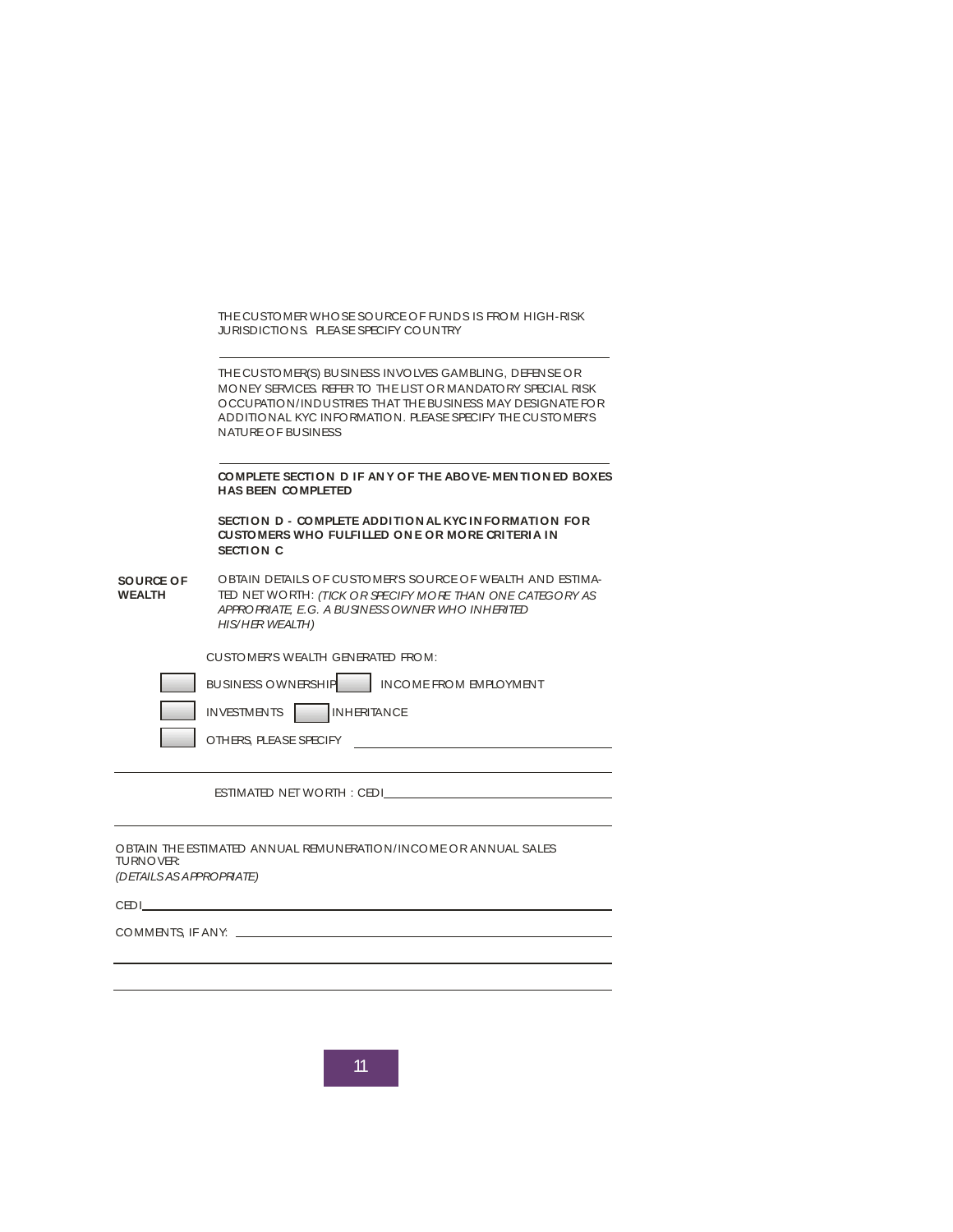THE CUSTOMER WHOSE SOURCE OF FUNDS IS FROM HIGH-RISK JURISDICTIONS. PLEASE SPECIFY COUNTRY

_______________________________________________

THE CUSTOMER(S) BUSINESS INVOLVES GAMBLING, DEFENSE OR MONEY SERVICES. REFER TO THE LIST OR MANDATORY SPECIAL RISK OCCUPATION/INDUSTRIES THAT THE BUSINESS MAY DESIGNATE FOR ADDITIONAL KYC INFORMATION. PLEASE SPECIFY THE CUSTOMER'S NATURE OF BUSINESS

_______________________________________________

**COMPLETE SECTION D IF ANY OF THE ABOVE-MENTIONED BOXES HAS BEEN COMPLETED**

**SECTION D - COMPLETE ADDITIONAL KYC INFORMATION FOR CUSTOMERS WHO FULFILLED ONE OR MORE CRITERIA IN SECTION C**

**SOURCE OF WEALTH**

OBTAIN DETAILS OF CUSTOMER'S SOURCE OF WEALTH AND ESTIMATED NET WORTH: *(TICK OR SPECIFY MORE THAN ONE CATEGORY AS APPROPRIATE, E.G. A BUSINESS OWNER WHO INHERITED HIS/HER WEALTH)*

CUSTOMER'S WEALTH GENERATED FROM:

- [ ] BUSINESS OWNERSHIP
- [ ] INCOME FROM EMPLOYMENT
- [ ] INVESTMENTS
- [ ] INHERITANCE
- [ ] OTHERS, PLEASE SPECIFY _______________________

ESTIMATED NET WORTH : CEDI_______________________

OBTAIN THE ESTIMATED ANNUAL REMUNERATION/INCOME OR ANNUAL SALES TURNOVER:
*(DETAILS AS APPROPRIATE)*

CEDI_______________________

COMMENTS, IF ANY: _______________________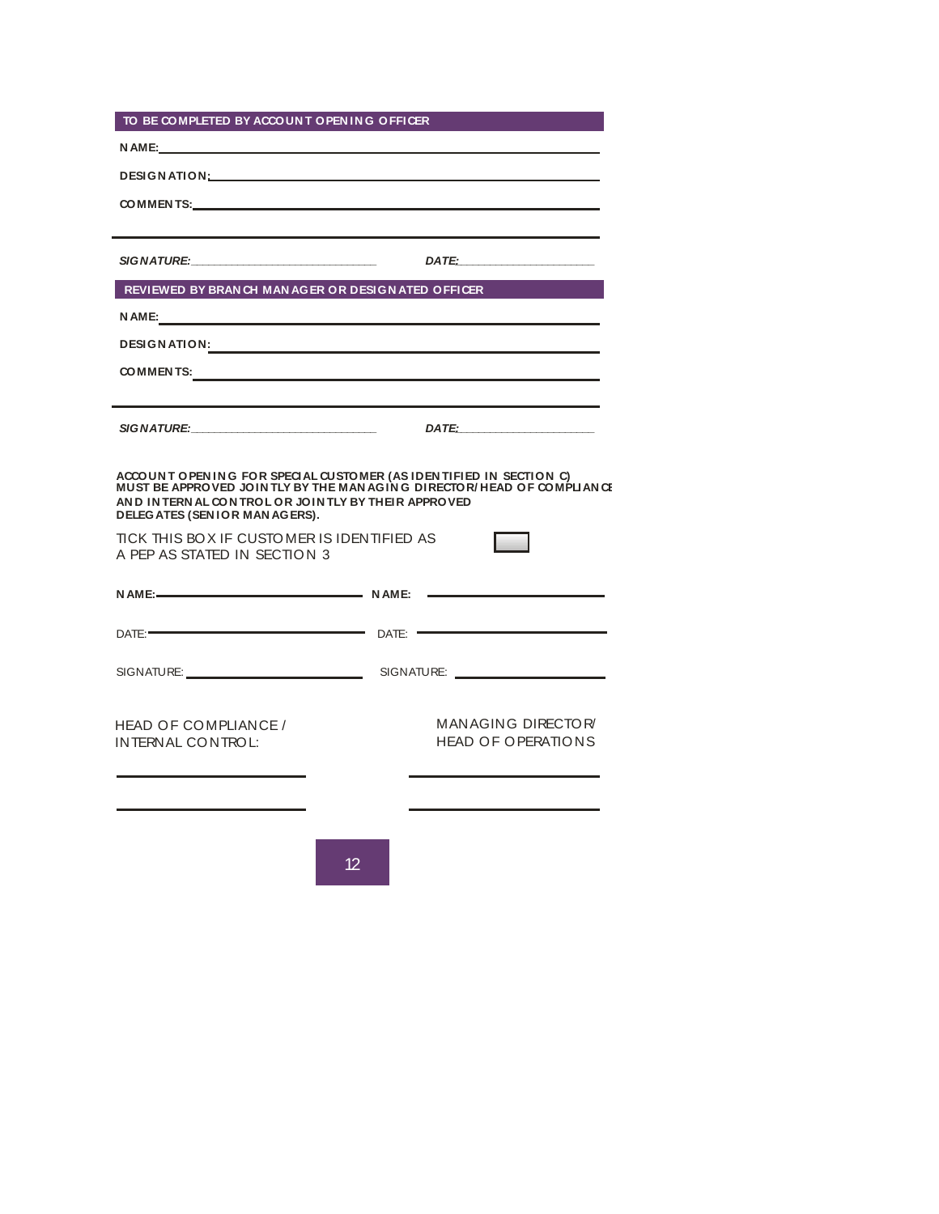## TO BE COMPLETED BY ACCOUNT OPENING OFFICER

**NAME:** ____________________________________________

**DESIGNATION:** ____________________________________________

**COMMENTS:** ____________________________________________

____________________________________________

***SIGNATURE:*** ______________________________ ***DATE:*** ______________________

## REVIEWED BY BRANCH MANAGER OR DESIGNATED OFFICER

**NAME:** ____________________________________________

**DESIGNATION:** ____________________________________________

**COMMENTS:** ____________________________________________

____________________________________________

***SIGNATURE:*** ______________________________ ***DATE:*** ______________________

**ACCOUNT OPENING FOR SPECIAL CUSTOMER (AS IDENTIFIED IN SECTION C) MUST BE APPROVED JOINTLY BY THE MANAGING DIRECTOR/HEAD OF COMPLIANCE AND INTERNAL CONTROL OR JOINTLY BY THEIR APPROVED DELEGATES (SENIOR MANAGERS).**

TICK THIS BOX IF CUSTOMER IS IDENTIFIED AS A PEP AS STATED IN SECTION 3 ☐

| | |
|---|---|
| **NAME:** ______________________ | **NAME:** ______________________ |
| DATE: ______________________ | DATE: ______________________ |
| SIGNATURE: ______________________ | SIGNATURE: ______________________ |
| HEAD OF COMPLIANCE / INTERNAL CONTROL: | MANAGING DIRECTOR/ HEAD OF OPERATIONS |
| ______________________ | ______________________ |
| ______________________ | ______________________ |